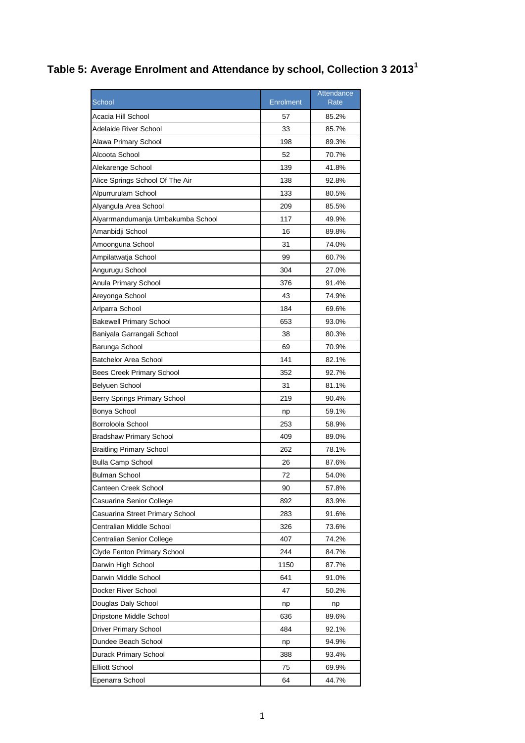# Table 5: Average Enrolment and Attendance by school, Collection 3 2013[1]

| School | Enrolment | Attendance Rate |
|---|---|---|
| Acacia Hill School | 57 | 85.2% |
| Adelaide River School | 33 | 85.7% |
| Alawa Primary School | 198 | 89.3% |
| Alcoota School | 52 | 70.7% |
| Alekarenge School | 139 | 41.8% |
| Alice Springs School Of The Air | 138 | 92.8% |
| Alpurrurulam School | 133 | 80.5% |
| Alyangula Area School | 209 | 85.5% |
| Alyarrmandumanja Umbakumba School | 117 | 49.9% |
| Amanbidji School | 16 | 89.8% |
| Amoonguna School | 31 | 74.0% |
| Ampilatwatja School | 99 | 60.7% |
| Angurugu School | 304 | 27.0% |
| Anula Primary School | 376 | 91.4% |
| Areyonga School | 43 | 74.9% |
| Arlparra School | 184 | 69.6% |
| Bakewell Primary School | 653 | 93.0% |
| Baniyala Garrangali School | 38 | 80.3% |
| Barunga School | 69 | 70.9% |
| Batchelor Area School | 141 | 82.1% |
| Bees Creek Primary School | 352 | 92.7% |
| Belyuen School | 31 | 81.1% |
| Berry Springs Primary School | 219 | 90.4% |
| Bonya School | np | 59.1% |
| Borroloola School | 253 | 58.9% |
| Bradshaw Primary School | 409 | 89.0% |
| Braitling Primary School | 262 | 78.1% |
| Bulla Camp School | 26 | 87.6% |
| Bulman School | 72 | 54.0% |
| Canteen Creek School | 90 | 57.8% |
| Casuarina Senior College | 892 | 83.9% |
| Casuarina Street Primary School | 283 | 91.6% |
| Centralian Middle School | 326 | 73.6% |
| Centralian Senior College | 407 | 74.2% |
| Clyde Fenton Primary School | 244 | 84.7% |
| Darwin High School | 1150 | 87.7% |
| Darwin Middle School | 641 | 91.0% |
| Docker River School | 47 | 50.2% |
| Douglas Daly School | np | np |
| Dripstone Middle School | 636 | 89.6% |
| Driver Primary School | 484 | 92.1% |
| Dundee Beach School | np | 94.9% |
| Durack Primary School | 388 | 93.4% |
| Elliott School | 75 | 69.9% |
| Epenarra School | 64 | 44.7% |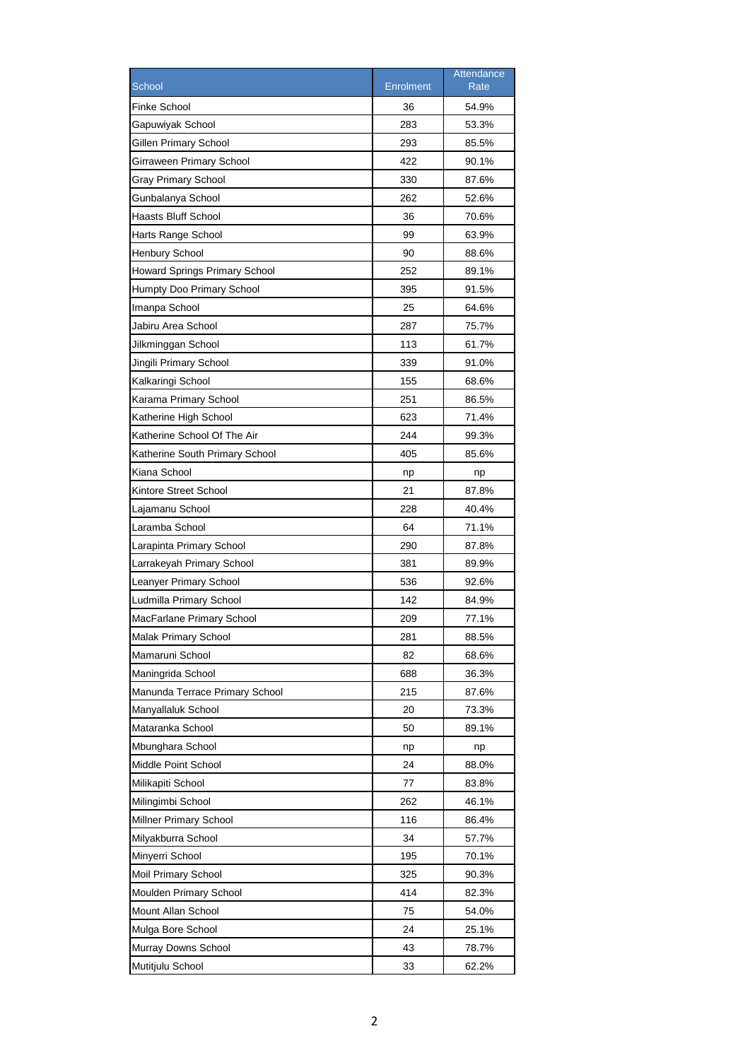| School | Enrolment | Attendance Rate |
| --- | --- | --- |
| Finke School | 36 | 54.9% |
| Gapuwiyak School | 283 | 53.3% |
| Gillen Primary School | 293 | 85.5% |
| Girraween Primary School | 422 | 90.1% |
| Gray Primary School | 330 | 87.6% |
| Gunbalanya School | 262 | 52.6% |
| Haasts Bluff School | 36 | 70.6% |
| Harts Range School | 99 | 63.9% |
| Henbury School | 90 | 88.6% |
| Howard Springs Primary School | 252 | 89.1% |
| Humpty Doo Primary School | 395 | 91.5% |
| Imanpa School | 25 | 64.6% |
| Jabiru Area School | 287 | 75.7% |
| Jilkminggan School | 113 | 61.7% |
| Jingili Primary School | 339 | 91.0% |
| Kalkaringi School | 155 | 68.6% |
| Karama Primary School | 251 | 86.5% |
| Katherine High School | 623 | 71.4% |
| Katherine School Of The Air | 244 | 99.3% |
| Katherine South Primary School | 405 | 85.6% |
| Kiana School | np | np |
| Kintore Street School | 21 | 87.8% |
| Lajamanu School | 228 | 40.4% |
| Laramba School | 64 | 71.1% |
| Larapinta Primary School | 290 | 87.8% |
| Larrakeyah Primary School | 381 | 89.9% |
| Leanyer Primary School | 536 | 92.6% |
| Ludmilla Primary School | 142 | 84.9% |
| MacFarlane Primary School | 209 | 77.1% |
| Malak Primary School | 281 | 88.5% |
| Mamaruni School | 82 | 68.6% |
| Maningrida School | 688 | 36.3% |
| Manunda Terrace Primary School | 215 | 87.6% |
| Manyallaluk School | 20 | 73.3% |
| Mataranka School | 50 | 89.1% |
| Mbunghara School | np | np |
| Middle Point School | 24 | 88.0% |
| Milikapiti School | 77 | 83.8% |
| Milingimbi School | 262 | 46.1% |
| Millner Primary School | 116 | 86.4% |
| Milyakburra School | 34 | 57.7% |
| Minyerri School | 195 | 70.1% |
| Moil Primary School | 325 | 90.3% |
| Moulden Primary School | 414 | 82.3% |
| Mount Allan School | 75 | 54.0% |
| Mulga Bore School | 24 | 25.1% |
| Murray Downs School | 43 | 78.7% |
| Mutitjulu School | 33 | 62.2% |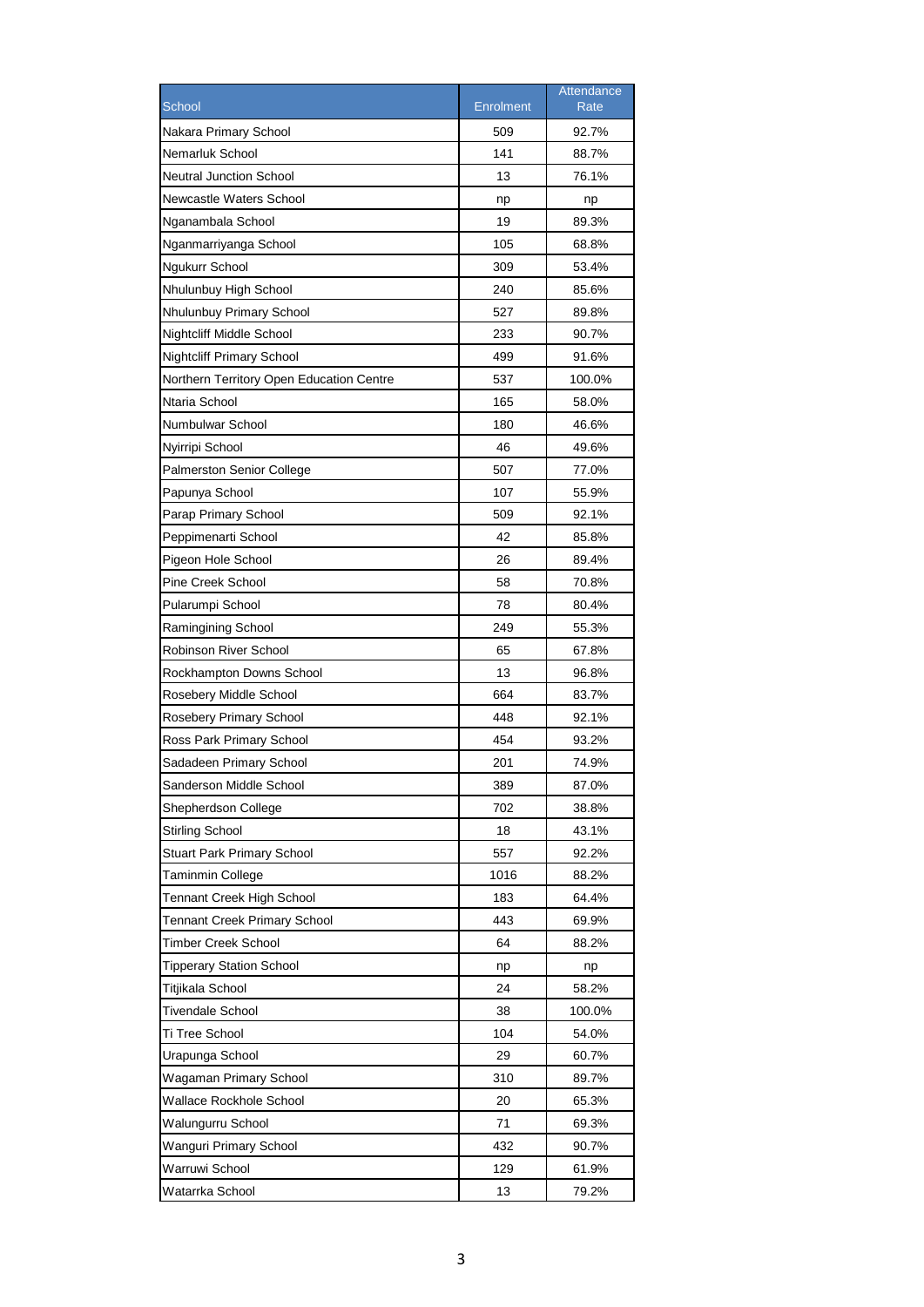| School | Enrolment | Attendance Rate |
|---|---|---|
| Nakara Primary School | 509 | 92.7% |
| Nemarluk School | 141 | 88.7% |
| Neutral Junction School | 13 | 76.1% |
| Newcastle Waters School | np | np |
| Nganambala School | 19 | 89.3% |
| Nganmarriyanga School | 105 | 68.8% |
| Ngukurr School | 309 | 53.4% |
| Nhulunbuy High School | 240 | 85.6% |
| Nhulunbuy Primary School | 527 | 89.8% |
| Nightcliff Middle School | 233 | 90.7% |
| Nightcliff Primary School | 499 | 91.6% |
| Northern Territory Open Education Centre | 537 | 100.0% |
| Ntaria School | 165 | 58.0% |
| Numbulwar School | 180 | 46.6% |
| Nyirripi School | 46 | 49.6% |
| Palmerston Senior College | 507 | 77.0% |
| Papunya School | 107 | 55.9% |
| Parap Primary School | 509 | 92.1% |
| Peppimenarti School | 42 | 85.8% |
| Pigeon Hole School | 26 | 89.4% |
| Pine Creek School | 58 | 70.8% |
| Pularumpi School | 78 | 80.4% |
| Ramingining School | 249 | 55.3% |
| Robinson River School | 65 | 67.8% |
| Rockhampton Downs School | 13 | 96.8% |
| Rosebery Middle School | 664 | 83.7% |
| Rosebery Primary School | 448 | 92.1% |
| Ross Park Primary School | 454 | 93.2% |
| Sadadeen Primary School | 201 | 74.9% |
| Sanderson Middle School | 389 | 87.0% |
| Shepherdson College | 702 | 38.8% |
| Stirling School | 18 | 43.1% |
| Stuart Park Primary School | 557 | 92.2% |
| Taminmin College | 1016 | 88.2% |
| Tennant Creek High School | 183 | 64.4% |
| Tennant Creek Primary School | 443 | 69.9% |
| Timber Creek School | 64 | 88.2% |
| Tipperary Station School | np | np |
| Titjikala School | 24 | 58.2% |
| Tivendale School | 38 | 100.0% |
| Ti Tree School | 104 | 54.0% |
| Urapunga School | 29 | 60.7% |
| Wagaman Primary School | 310 | 89.7% |
| Wallace Rockhole School | 20 | 65.3% |
| Walungurru School | 71 | 69.3% |
| Wanguri Primary School | 432 | 90.7% |
| Warruwi School | 129 | 61.9% |
| Watarrka School | 13 | 79.2% |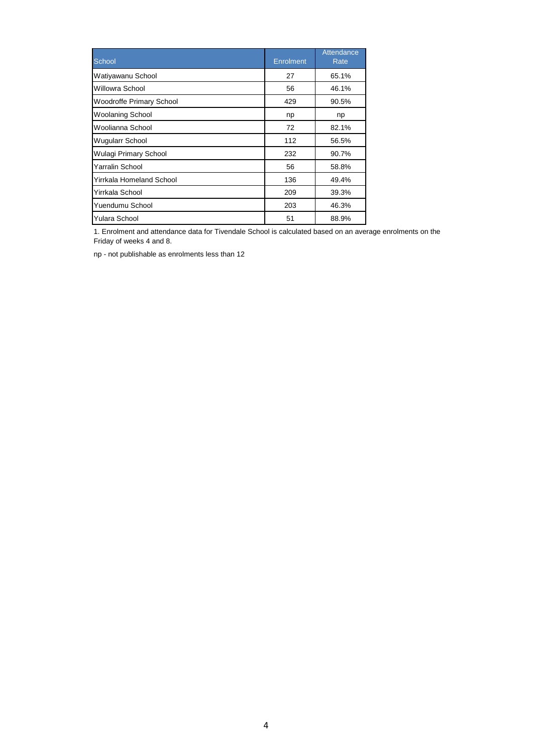| School | Enrolment | Attendance Rate |
|---|---|---|
| Watiyawanu School | 27 | 65.1% |
| Willowra School | 56 | 46.1% |
| Woodroffe Primary School | 429 | 90.5% |
| Woolaning School | np | np |
| Woolianna School | 72 | 82.1% |
| Wugularr School | 112 | 56.5% |
| Wulagi Primary School | 232 | 90.7% |
| Yarralin School | 56 | 58.8% |
| Yirrkala Homeland School | 136 | 49.4% |
| Yirrkala School | 209 | 39.3% |
| Yuendumu School | 203 | 46.3% |
| Yulara School | 51 | 88.9% |

1. Enrolment and attendance data for Tivendale School is calculated based on an average enrolments on the Friday of weeks 4 and 8.

np - not publishable as enrolments less than 12